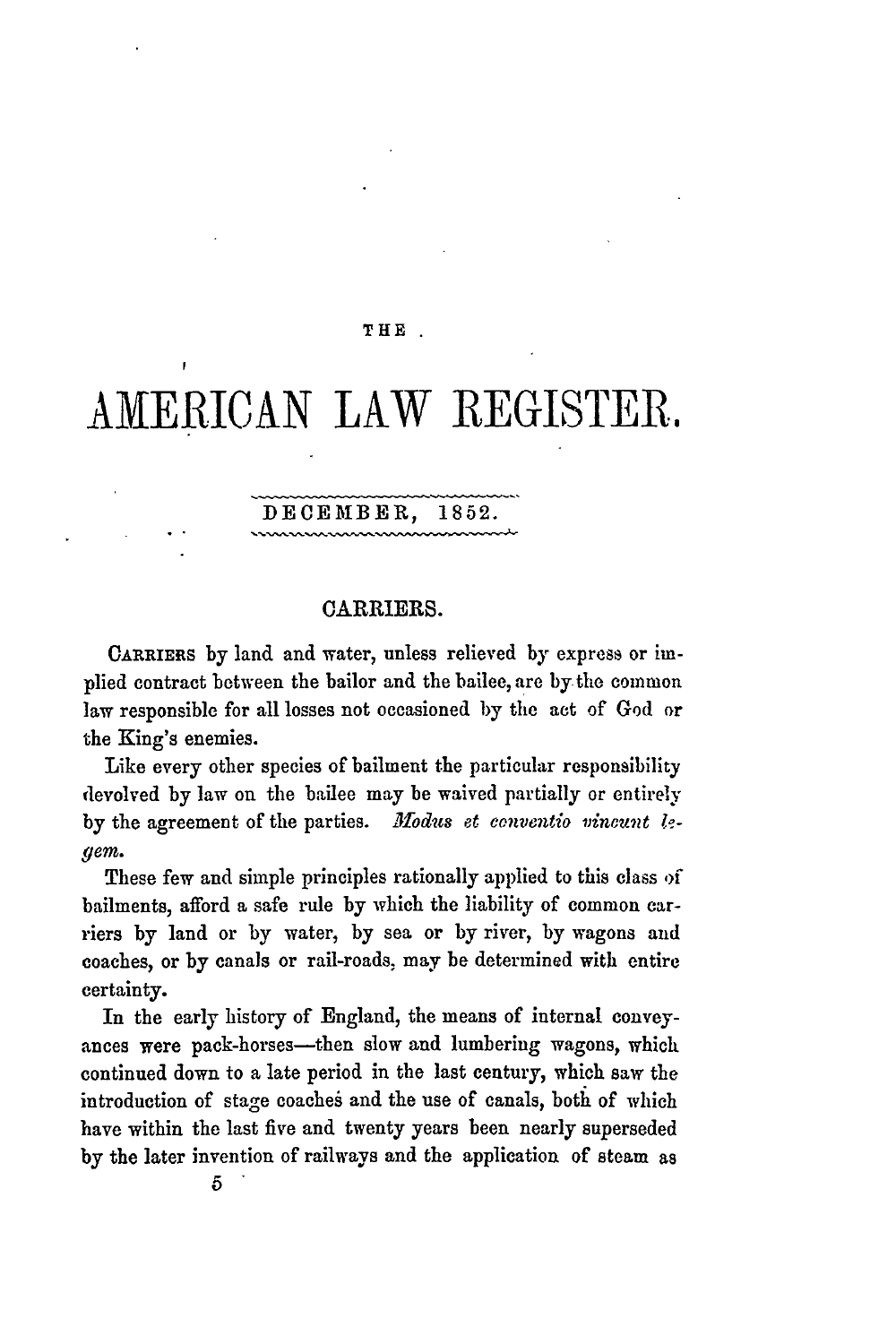# THE AMERICAN LAW REGISTER.

## DECEMBER, 1852.

### CARRIERS.

CARRIERS by land and water, unless relieved by express or implied contract between the bailor and the bailee, are by the common law responsible for all losses not occasioned by the act of God or the King's enemies.

Like every other species of bailment the particular responsibility devolved by law on the bailee may be waived partially or entirely by the agreement of the parties. *Modus et conventio vincunt legem.*

These few and simple principles rationally applied to this class of bailments, afford a safe rule by which the liability of common carriers by land or by water, by sea or by river, by wagons and coaches, or by canals or rail-roads, may be determined with entire certainty.

In the early history of England, the means of internal conveyances were pack-horses—then slow and lumbering wagons, which continued down to a late period in the last century, which saw the introduction of stage coaches and the use of canals, both of which have within the last five and twenty years been nearly superseded by the later invention of railways and the application of steam as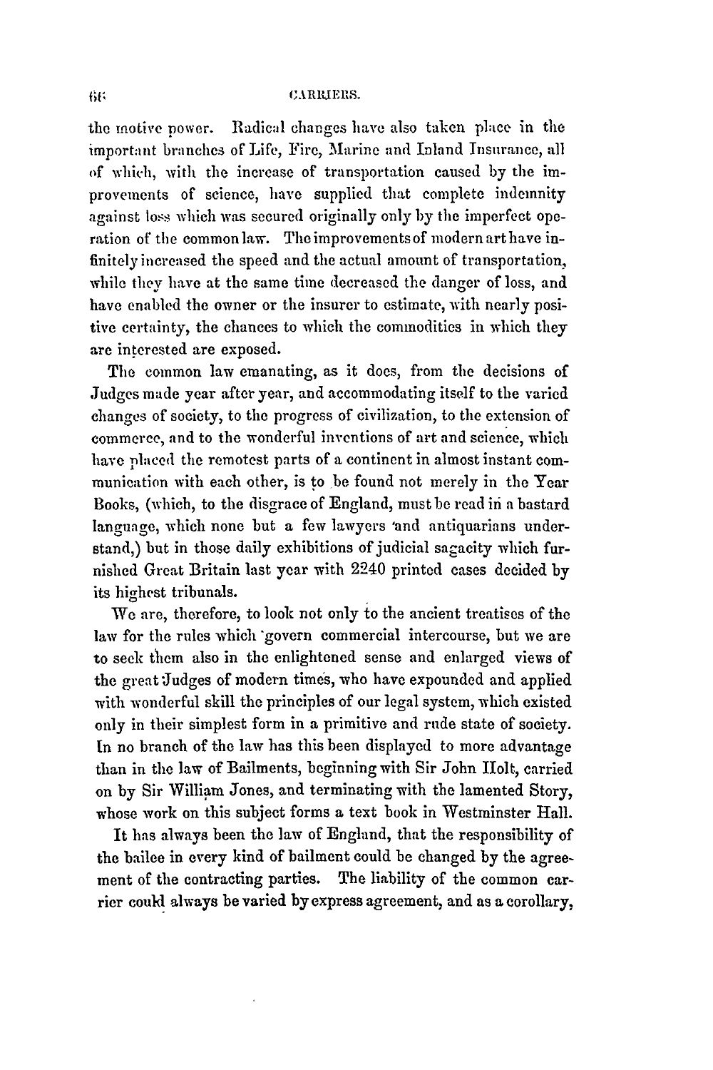the motive power. Radical changes have also taken place in the important branches of Life, Fire, Marine and Inland Insurance, all of which, with the increase of transportation caused by the improvements of science, have supplied that complete indemnity against loss which was secured originally only by the imperfect operation of the common law. The improvements of modern art have infinitely increased the speed and the actual amount of transportation, while they have at the same time decreased the danger of loss, and have enabled the owner or the insurer to estimate, with nearly positive certainty, the chances to which the commodities in which they are interested are exposed.

The common law emanating, as it does, from the decisions of Judges made year after year, and accommodating itself to the varied changes of society, to the progress of civilization, to the extension of commerce, and to the wonderful inventions of art and science, which have placed the remotest parts of a continent in almost instant communication with each other, is to be found not merely in the Year Books, (which, to the disgrace of England, must be read in a bastard language, which none but a few lawyers and antiquarians understand,) but in those daily exhibitions of judicial sagacity which furnished Great Britain last year with 2240 printed cases decided by its highest tribunals.

We are, therefore, to look not only to the ancient treatises of the law for the rules which govern commercial intercourse, but we are to seek them also in the enlightened sense and enlarged views of the great Judges of modern times, who have expounded and applied with wonderful skill the principles of our legal system, which existed only in their simplest form in a primitive and rude state of society. In no branch of the law has this been displayed to more advantage than in the law of Bailments, beginning with Sir John Holt, carried on by Sir William Jones, and terminating with the lamented Story, whose work on this subject forms a text book in Westminster Hall.

It has always been the law of England, that the responsibility of the bailee in every kind of bailment could be changed by the agreement of the contracting parties. The liability of the common carrier could always be varied by express agreement, and as a corollary,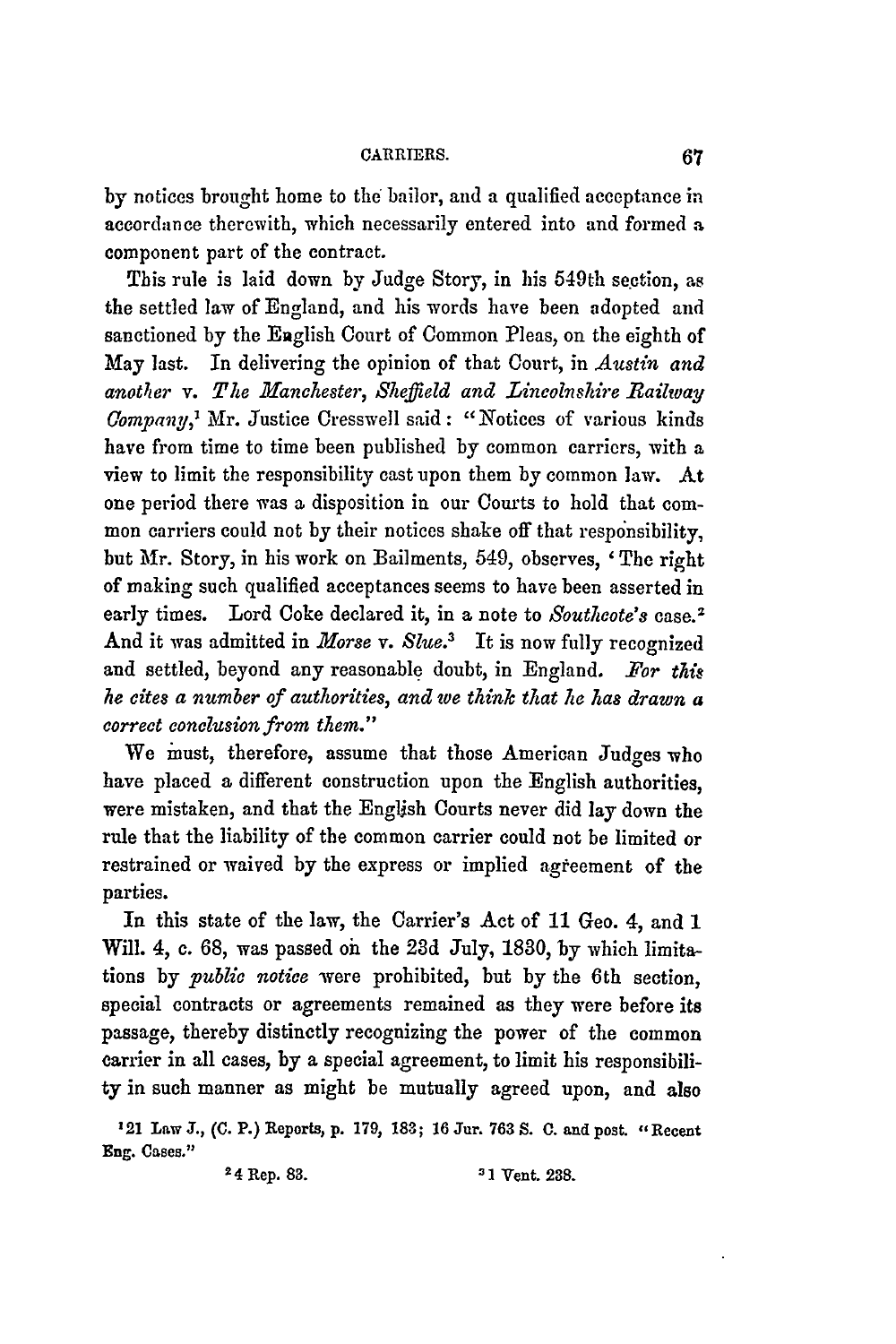by notices brought home to the bailor, and a qualified acceptance in accordance therewith, which necessarily entered into and formed a component part of the contract.

This rule is laid down by Judge Story, in his 549th section, as the settled law of England, and his words have been adopted and sanctioned by the English Court of Common Pleas, on the eighth of May last. In delivering the opinion of that Court, in *Austin and another* v. *The Manchester, Sheffield and Lincolnshire Railway Company*,[1] Mr. Justice Cresswell said: "Notices of various kinds have from time to time been published by common carriers, with a view to limit the responsibility cast upon them by common law. At one period there was a disposition in our Courts to hold that common carriers could not by their notices shake off that responsibility, but Mr. Story, in his work on Bailments, 549, observes, 'The right of making such qualified acceptances seems to have been asserted in early times. Lord Coke declared it, in a note to *Southcote's* case.[2] And it was admitted in *Morse* v. *Slue*.[3] It is now fully recognized and settled, beyond any reasonable doubt, in England. *For this he cites a number of authorities, and we think that he has drawn a correct conclusion from them.*"

We must, therefore, assume that those American Judges who have placed a different construction upon the English authorities, were mistaken, and that the English Courts never did lay down the rule that the liability of the common carrier could not be limited or restrained or waived by the express or implied agreement of the parties.

In this state of the law, the Carrier's Act of 11 Geo. 4, and 1 Will. 4, c. 68, was passed on the 23d July, 1830, by which limitations by *public notice* were prohibited, but by the 6th section, special contracts or agreements remained as they were before its passage, thereby distinctly recognizing the power of the common carrier in all cases, by a special agreement, to limit his responsibility in such manner as might be mutually agreed upon, and also

[1] 21 Law J., (C. P.) Reports, p. 179, 183; 16 Jur. 763 S. C. and post. "Recent Eng. Cases."

[2] 4 Rep. 83.

[3] 1 Vent. 238.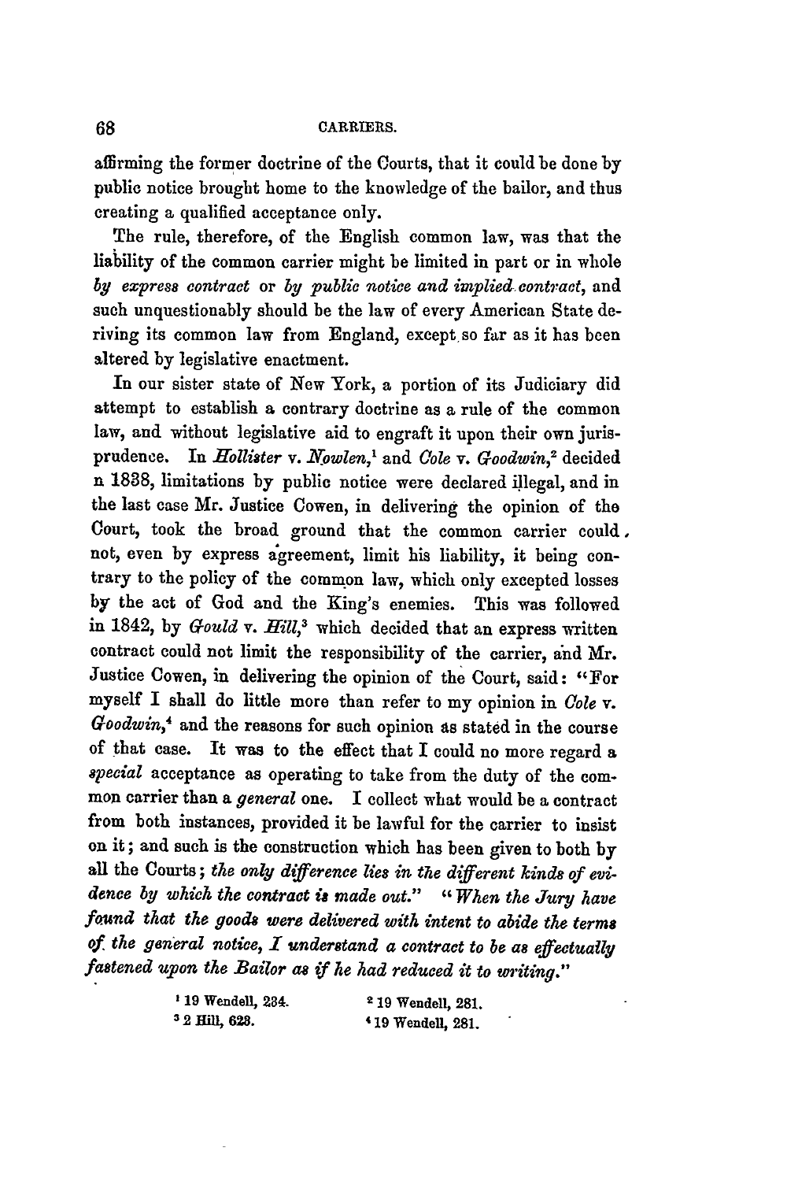affirming the former doctrine of the Courts, that it could be done by public notice brought home to the knowledge of the bailor, and thus creating a qualified acceptance only.

The rule, therefore, of the English common law, was that the liability of the common carrier might be limited in part or in whole *by express contract* or *by public notice and implied contract*, and such unquestionably should be the law of every American State deriving its common law from England, except so far as it has been altered by legislative enactment.

In our sister state of New York, a portion of its Judiciary did attempt to establish a contrary doctrine as a rule of the common law, and without legislative aid to engraft it upon their own jurisprudence. In *Hollister* v. *Nowlen*,[1] and *Cole* v. *Goodwin*,[2] decided n 1838, limitations by public notice were declared illegal, and in the last case Mr. Justice Cowen, in delivering the opinion of the Court, took the broad ground that the common carrier could not, even by express agreement, limit his liability, it being contrary to the policy of the common law, which only excepted losses by the act of God and the King's enemies. This was followed in 1842, by *Gould* v. *Hill*,[3] which decided that an express written contract could not limit the responsibility of the carrier, and Mr. Justice Cowen, in delivering the opinion of the Court, said: "For myself I shall do little more than refer to my opinion in *Cole* v. *Goodwin*,[4] and the reasons for such opinion as stated in the course of that case. It was to the effect that I could no more regard a *special* acceptance as operating to take from the duty of the common carrier than a *general* one. I collect what would be a contract from both instances, provided it be lawful for the carrier to insist on it; and such is the construction which has been given to both by all the Courts; *the only difference lies in the different kinds of evidence by which the contract is made out.*" "*When the Jury have found that the goods were delivered with intent to abide the terms of the general notice, I understand a contract to be as effectually fastened upon the Bailor as if he had reduced it to writing.*"

[1] 19 Wendell, 234.
[2] 19 Wendell, 281.
[3] 2 Hill, 623.
[4] 19 Wendell, 281.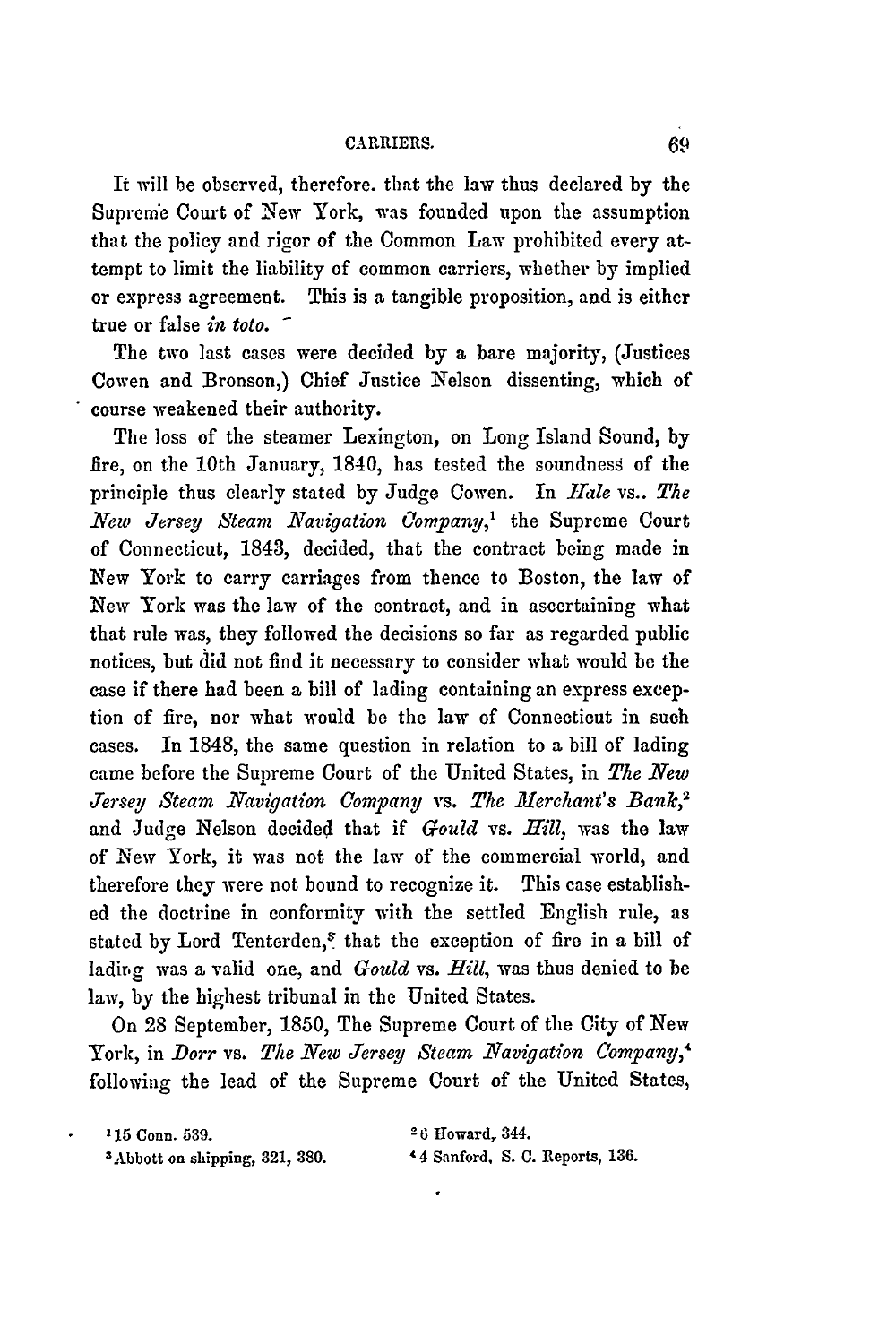It will be observed, therefore. that the law thus declared by the Supreme Court of New York, was founded upon the assumption that the policy and rigor of the Common Law prohibited every attempt to limit the liability of common carriers, whether by implied or express agreement. This is a tangible proposition, and is either true or false *in toto.*

The two last cases were decided by a bare majority, (Justices Cowen and Bronson,) Chief Justice Nelson dissenting, which of course weakened their authority.

The loss of the steamer Lexington, on Long Island Sound, by fire, on the 10th January, 1840, has tested the soundness of the principle thus clearly stated by Judge Cowen. In *Hale* vs.. *The New Jersey Steam Navigation Company*,[1] the Supreme Court of Connecticut, 1843, decided, that the contract being made in New York to carry carriages from thence to Boston, the law of New York was the law of the contract, and in ascertaining what that rule was, they followed the decisions so far as regarded public notices, but did not find it necessary to consider what would be the case if there had been a bill of lading containing an express exception of fire, nor what would be the law of Connecticut in such cases. In 1848, the same question in relation to a bill of lading came before the Supreme Court of the United States, in *The New Jersey Steam Navigation Company* vs. *The Merchant's Bank*,[2] and Judge Nelson decided that if *Gould* vs. *Hill*, was the law of New York, it was not the law of the commercial world, and therefore they were not bound to recognize it. This case established the doctrine in conformity with the settled English rule, as stated by Lord Tenterden,[3] that the exception of fire in a bill of lading was a valid one, and *Gould* vs. *Hill*, was thus denied to be law, by the highest tribunal in the United States.

On 28 September, 1850, The Supreme Court of the City of New York, in *Dorr* vs. *The New Jersey Steam Navigation Company*,[4] following the lead of the Supreme Court of the United States,

[1] 15 Conn. 539.

[2] 6 Howard, 344.

[3] Abbott on shipping, 321, 380.

[4] 4 Sanford, S. C. Reports, 136.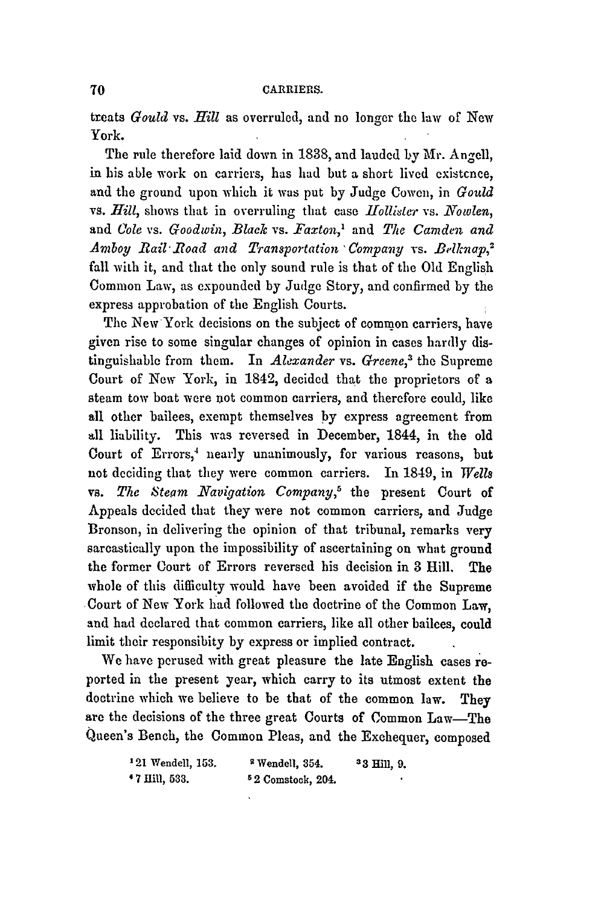treats *Gould* vs. *Hill* as overruled, and no longer the law of New York.

The rule therefore laid down in 1838, and lauded by Mr. Angell, in his able work on carriers, has had but a short lived existence, and the ground upon which it was put by Judge Cowen, in *Gould* vs. *Hill*, shows that in overruling that case *Hollister* vs. *Nowlen*, and *Cole* vs. *Goodwin*, *Black* vs. *Faxton*,[1] and *The Camden and Amboy Rail-Road and Transportation Company* vs. *Belknap*,[2] fall with it, and that the only sound rule is that of the Old English Common Law, as expounded by Judge Story, and confirmed by the express approbation of the English Courts.

The New York decisions on the subject of common carriers, have given rise to some singular changes of opinion in cases hardly distinguishable from them. In *Alexander* vs. *Greene*,[3] the Supreme Court of New York, in 1842, decided that the proprietors of a steam tow boat were not common carriers, and therefore could, like all other bailees, exempt themselves by express agreement from all liability. This was reversed in December, 1844, in the old Court of Errors,[4] nearly unanimously, for various reasons, but not deciding that they were common carriers. In 1849, in *Wells* vs. *The Steam Navigation Company*,[5] the present Court of Appeals decided that they were not common carriers, and Judge Bronson, in delivering the opinion of that tribunal, remarks very sarcastically upon the impossibility of ascertaining on what ground the former Court of Errors reversed his decision in 3 Hill. The whole of this difficulty would have been avoided if the Supreme Court of New York had followed the doctrine of the Common Law, and had declared that common carriers, like all other bailees, could limit their responsibity by express or implied contract.

We have perused with great pleasure the late English cases reported in the present year, which carry to its utmost extent the doctrine which we believe to be that of the common law. They are the decisions of the three great Courts of Common Law—The Queen's Bench, the Common Pleas, and the Exchequer, composed

[1] 21 Wendell, 153. [2] Wendell, 354. [3] 3 Hill, 9.
[4] 7 Hill, 533. [5] 2 Comstock, 204.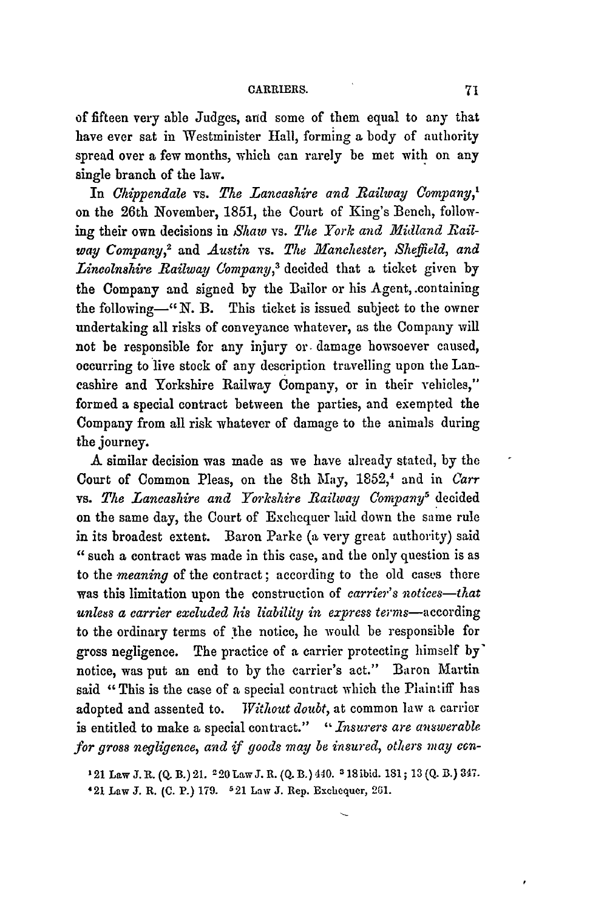of fifteen very able Judges, and some of them equal to any that have ever sat in Westminister Hall, forming a body of authority spread over a few months, which can rarely be met with on any single branch of the law.

In *Chippendale* vs. *The Lancashire and Railway Company*,[1] on the 26th November, 1851, the Court of King's Bench, following their own decisions in *Shaw* vs. *The York and Midland Railway Company*,[2] and *Austin* vs. *The Manchester, Sheffield, and Lincolnshire Railway Company*,[3] decided that a ticket given by the Company and signed by the Bailor or his Agent, containing the following—"N. B. This ticket is issued subject to the owner undertaking all risks of conveyance whatever, as the Company will not be responsible for any injury or damage howsoever caused, occurring to live stock of any description travelling upon the Lancashire and Yorkshire Railway Company, or in their vehicles," formed a special contract between the parties, and exempted the Company from all risk whatever of damage to the animals during the journey.

A similar decision was made as we have already stated, by the Court of Common Pleas, on the 8th May, 1852,[4] and in *Carr* vs. *The Lancashire and Yorkshire Railway Company*[5] decided on the same day, the Court of Exchequer laid down the same rule in its broadest extent. Baron Parke (a very great authority) said "such a contract was made in this case, and the only question is as to the *meaning* of the contract; according to the old cases there was this limitation upon the construction of *carrier's notices—that unless a carrier excluded his liability in express terms*—according to the ordinary terms of the notice, he would be responsible for gross negligence. The practice of a carrier protecting himself by notice, was put an end to by the carrier's act." Baron Martin said "This is the case of a special contract which the Plaintiff has adopted and assented to. *Without doubt*, at common law a carrier is entitled to make a special contract." "*Insurers are answerable for gross negligence, and if goods may be insured, others may con-*

[1] 21 Law J. R. (Q. B.) 21. [2] 20 Law J. R. (Q. B.) 440. [3] 18 ibid. 181; 13 (Q. B.) 347.
[4] 21 Law J. R. (C. P.) 179. [5] 21 Law J. Rep. Exchequer, 261.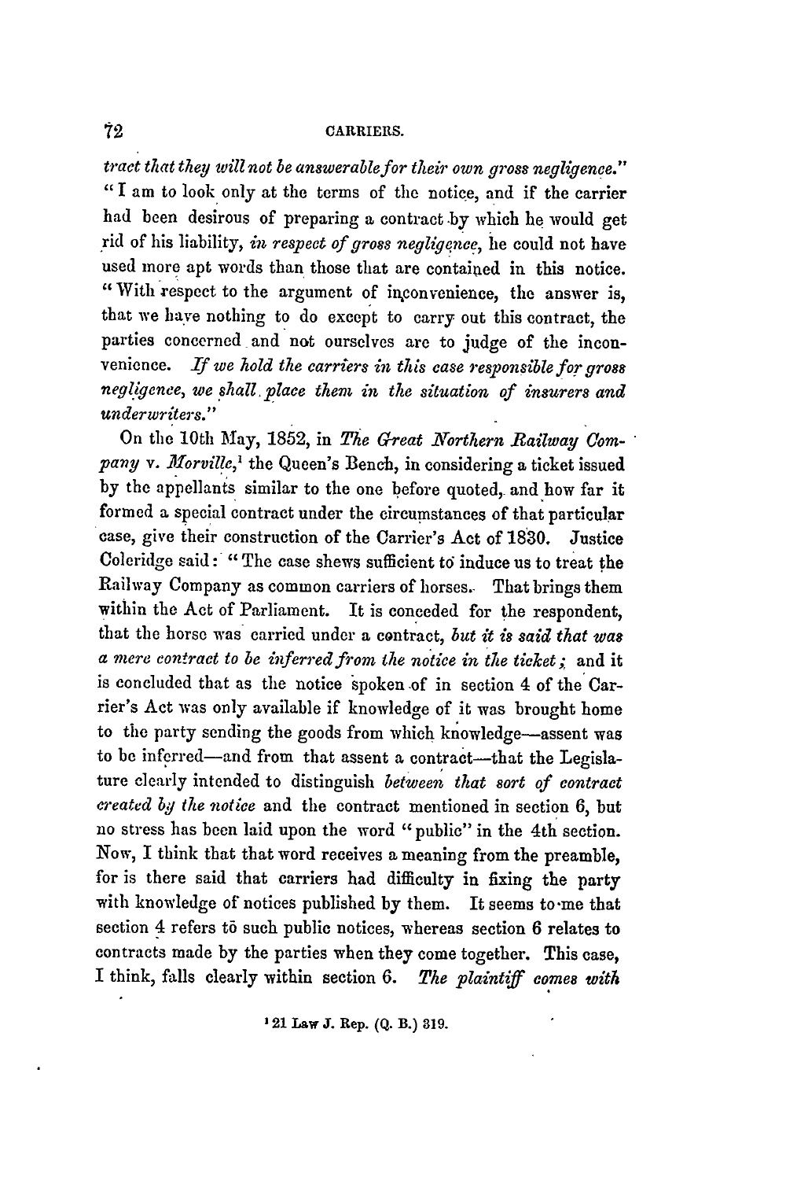*tract that they will not be answerable for their own gross negligence.*" "I am to look only at the terms of the notice, and if the carrier had been desirous of preparing a contract by which he would get rid of his liability, *in respect of gross negligence*, he could not have used more apt words than those that are contained in this notice. "With respect to the argument of inconvenience, the answer is, that we have nothing to do except to carry out this contract, the parties concerned and not ourselves are to judge of the inconvenience. *If we hold the carriers in this case responsible for gross negligence, we shall place them in the situation of insurers and underwriters.*"

On the 10th May, 1852, in *The Great Northern Railway Company* v. *Morville*,[1] the Queen's Bench, in considering a ticket issued by the appellants similar to the one before quoted, and how far it formed a special contract under the circumstances of that particular case, give their construction of the Carrier's Act of 1830. Justice Coleridge said: "The case shews sufficient to induce us to treat the Railway Company as common carriers of horses. That brings them within the Act of Parliament. It is conceded for the respondent, that the horse was carried under a contract, *but it is said that was a mere contract to be inferred from the notice in the ticket;* and it is concluded that as the notice spoken of in section 4 of the Carrier's Act was only available if knowledge of it was brought home to the party sending the goods from which knowledge—assent was to be inferred—and from that assent a contract—that the Legislature clearly intended to distinguish *between that sort of contract created by the notice* and the contract mentioned in section 6, but no stress has been laid upon the word "public" in the 4th section. Now, I think that that word receives a meaning from the preamble, for is there said that carriers had difficulty in fixing the party with knowledge of notices published by them. It seems to me that section 4 refers to such public notices, whereas section 6 relates to contracts made by the parties when they come together. This case, I think, falls clearly within section 6. *The plaintiff comes with*

[1] 21 Law J. Rep. (Q. B.) 319.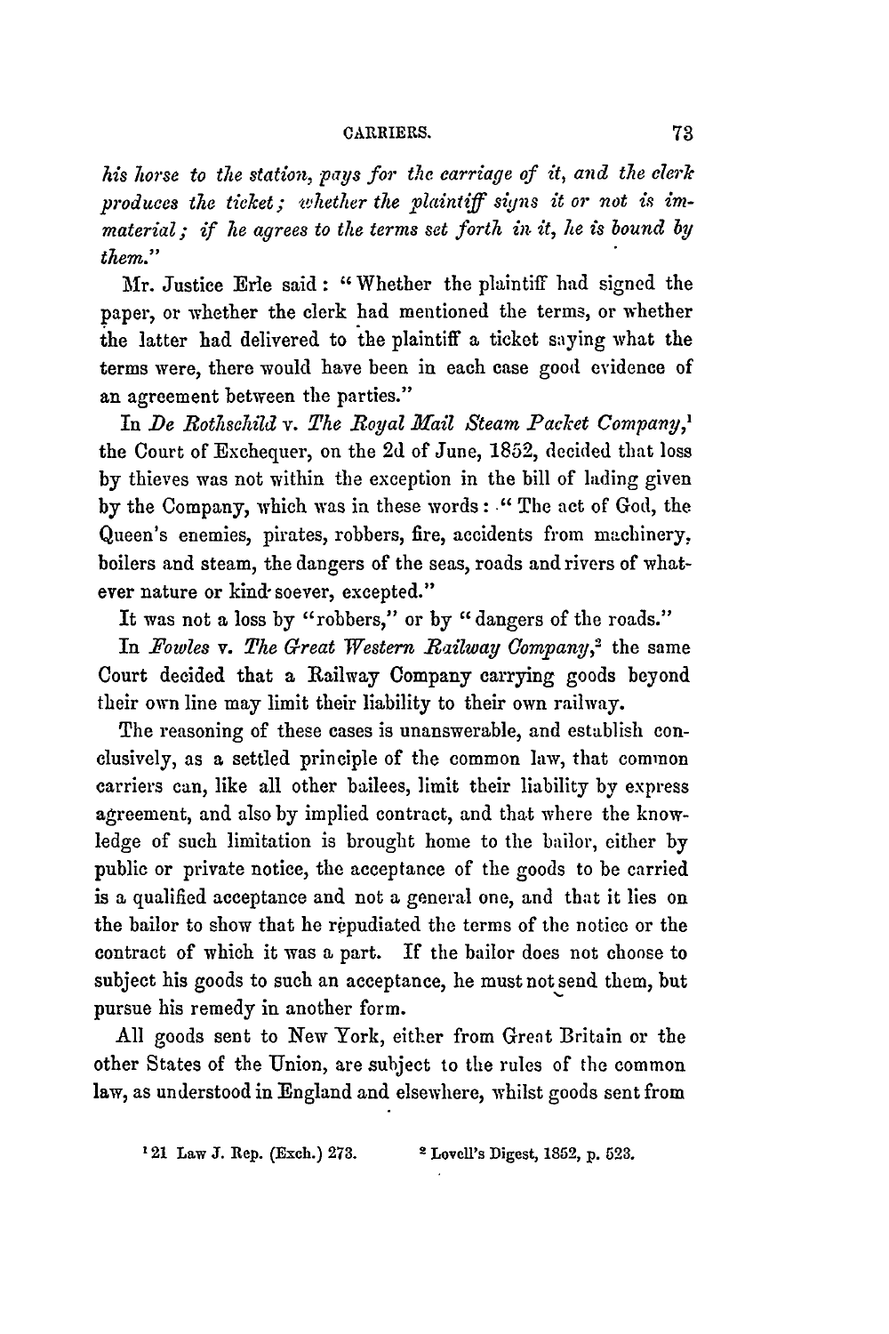*his horse to the station, pays for the carriage of it, and the clerk produces the ticket; whether the plaintiff signs it or not is immaterial; if he agrees to the terms set forth in it, he is bound by them."*

Mr. Justice Erle said: "Whether the plaintiff had signed the paper, or whether the clerk had mentioned the terms, or whether the latter had delivered to the plaintiff a ticket saying what the terms were, there would have been in each case good evidence of an agreement between the parties."

In *De Rothschild* v. *The Royal Mail Steam Packet Company*,[1] the Court of Exchequer, on the 2d of June, 1852, decided that loss by thieves was not within the exception in the bill of lading given by the Company, which was in these words: "The act of God, the Queen's enemies, pirates, robbers, fire, accidents from machinery, boilers and steam, the dangers of the seas, roads and rivers of whatever nature or kind soever, excepted."

It was not a loss by "robbers," or by "dangers of the roads."

In *Fowles* v. *The Great Western Railway Company*,[2] the same Court decided that a Railway Company carrying goods beyond their own line may limit their liability to their own railway.

The reasoning of these cases is unanswerable, and establish conclusively, as a settled principle of the common law, that common carriers can, like all other bailees, limit their liability by express agreement, and also by implied contract, and that where the knowledge of such limitation is brought home to the bailor, either by public or private notice, the acceptance of the goods to be carried is a qualified acceptance and not a general one, and that it lies on the bailor to show that he repudiated the terms of the notice or the contract of which it was a part. If the bailor does not choose to subject his goods to such an acceptance, he must not send them, but pursue his remedy in another form.

All goods sent to New York, either from Great Britain or the other States of the Union, are subject to the rules of the common law, as understood in England and elsewhere, whilst goods sent from

[1] 21 Law J. Rep. (Exch.) 273.

[2] Lovell's Digest, 1852, p. 523.